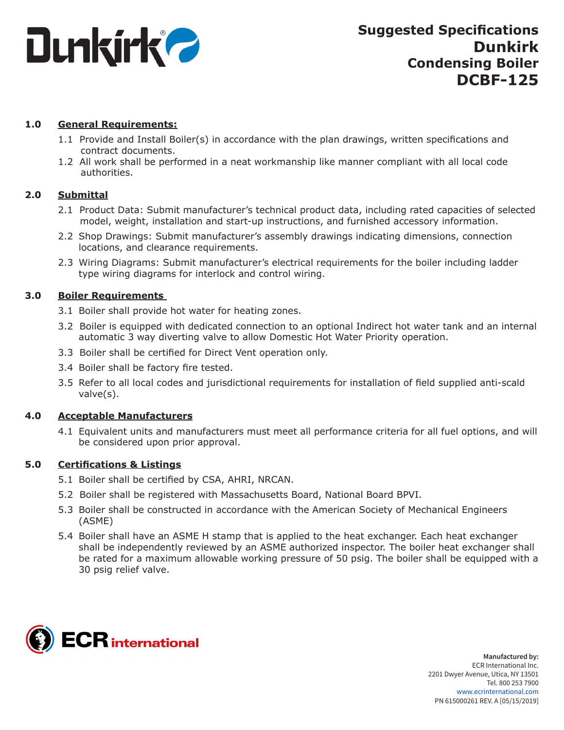# Suggested Specifications Dunkirk Condensing Boiler DCBF-125

## 1.0 General Requirements:

1.1 Provide and Install Boiler(s) in accordance with the plan drawings, written specifications and contract documents.

1.2 All work shall be performed in a neat workmanship like manner compliant with all local code authorities.

## 2.0 Submittal

2.1 Product Data: Submit manufacturer's technical product data, including rated capacities of selected model, weight, installation and start-up instructions, and furnished accessory information.

2.2 Shop Drawings: Submit manufacturer's assembly drawings indicating dimensions, connection locations, and clearance requirements.

2.3 Wiring Diagrams: Submit manufacturer's electrical requirements for the boiler including ladder type wiring diagrams for interlock and control wiring.

## 3.0 Boiler Requirements

3.1 Boiler shall provide hot water for heating zones.

3.2 Boiler is equipped with dedicated connection to an optional Indirect hot water tank and an internal automatic 3 way diverting valve to allow Domestic Hot Water Priority operation.

3.3 Boiler shall be certified for Direct Vent operation only.

3.4 Boiler shall be factory fire tested.

3.5 Refer to all local codes and jurisdictional requirements for installation of field supplied anti-scald valve(s).

## 4.0 Acceptable Manufacturers

4.1 Equivalent units and manufacturers must meet all performance criteria for all fuel options, and will be considered upon prior approval.

## 5.0 Certifications & Listings

5.1 Boiler shall be certified by CSA, AHRI, NRCAN.

5.2 Boiler shall be registered with Massachusetts Board, National Board BPVI.

5.3 Boiler shall be constructed in accordance with the American Society of Mechanical Engineers (ASME)

5.4 Boiler shall have an ASME H stamp that is applied to the heat exchanger. Each heat exchanger shall be independently reviewed by an ASME authorized inspector. The boiler heat exchanger shall be rated for a maximum allowable working pressure of 50 psig. The boiler shall be equipped with a 30 psig relief valve.

**Manufactured by:**
ECR International Inc.
2201 Dwyer Avenue, Utica, NY 13501
Tel. 800 253 7900
www.ecrinternational.com
PN 615000261 REV. A [05/15/2019]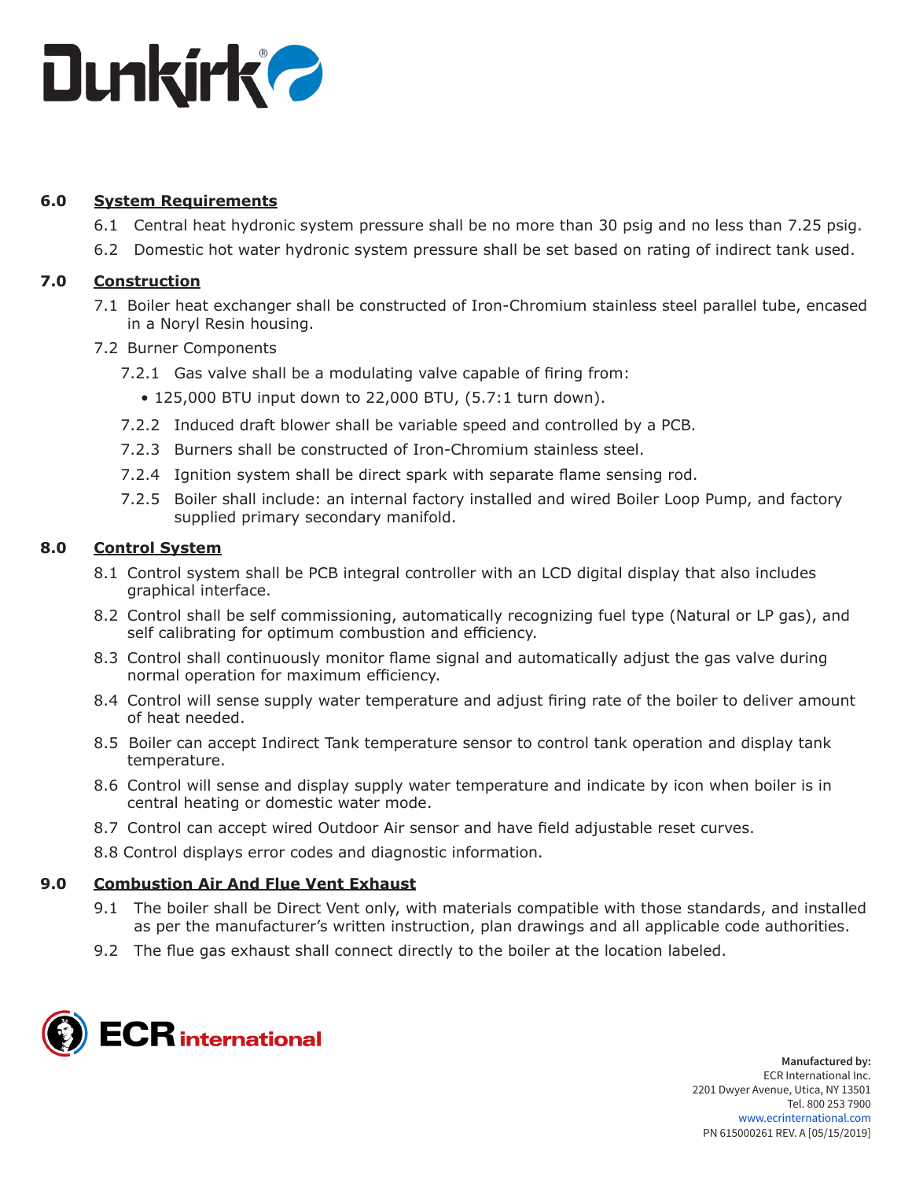## 6.0 System Requirements

6.1 Central heat hydronic system pressure shall be no more than 30 psig and no less than 7.25 psig.

6.2 Domestic hot water hydronic system pressure shall be set based on rating of indirect tank used.

## 7.0 Construction

7.1 Boiler heat exchanger shall be constructed of Iron-Chromium stainless steel parallel tube, encased in a Noryl Resin housing.

7.2 Burner Components

7.2.1 Gas valve shall be a modulating valve capable of firing from:

- 125,000 BTU input down to 22,000 BTU, (5.7:1 turn down).

7.2.2 Induced draft blower shall be variable speed and controlled by a PCB.

7.2.3 Burners shall be constructed of Iron-Chromium stainless steel.

7.2.4 Ignition system shall be direct spark with separate flame sensing rod.

7.2.5 Boiler shall include: an internal factory installed and wired Boiler Loop Pump, and factory supplied primary secondary manifold.

## 8.0 Control System

8.1 Control system shall be PCB integral controller with an LCD digital display that also includes graphical interface.

8.2 Control shall be self commissioning, automatically recognizing fuel type (Natural or LP gas), and self calibrating for optimum combustion and efficiency.

8.3 Control shall continuously monitor flame signal and automatically adjust the gas valve during normal operation for maximum efficiency.

8.4 Control will sense supply water temperature and adjust firing rate of the boiler to deliver amount of heat needed.

8.5 Boiler can accept Indirect Tank temperature sensor to control tank operation and display tank temperature.

8.6 Control will sense and display supply water temperature and indicate by icon when boiler is in central heating or domestic water mode.

8.7 Control can accept wired Outdoor Air sensor and have field adjustable reset curves.

8.8 Control displays error codes and diagnostic information.

## 9.0 Combustion Air And Flue Vent Exhaust

9.1 The boiler shall be Direct Vent only, with materials compatible with those standards, and installed as per the manufacturer's written instruction, plan drawings and all applicable code authorities.

9.2 The flue gas exhaust shall connect directly to the boiler at the location labeled.

**Manufactured by:**
ECR International Inc.
2201 Dwyer Avenue, Utica, NY 13501
Tel. 800 253 7900
www.ecrinternational.com
PN 615000261 REV. A [05/15/2019]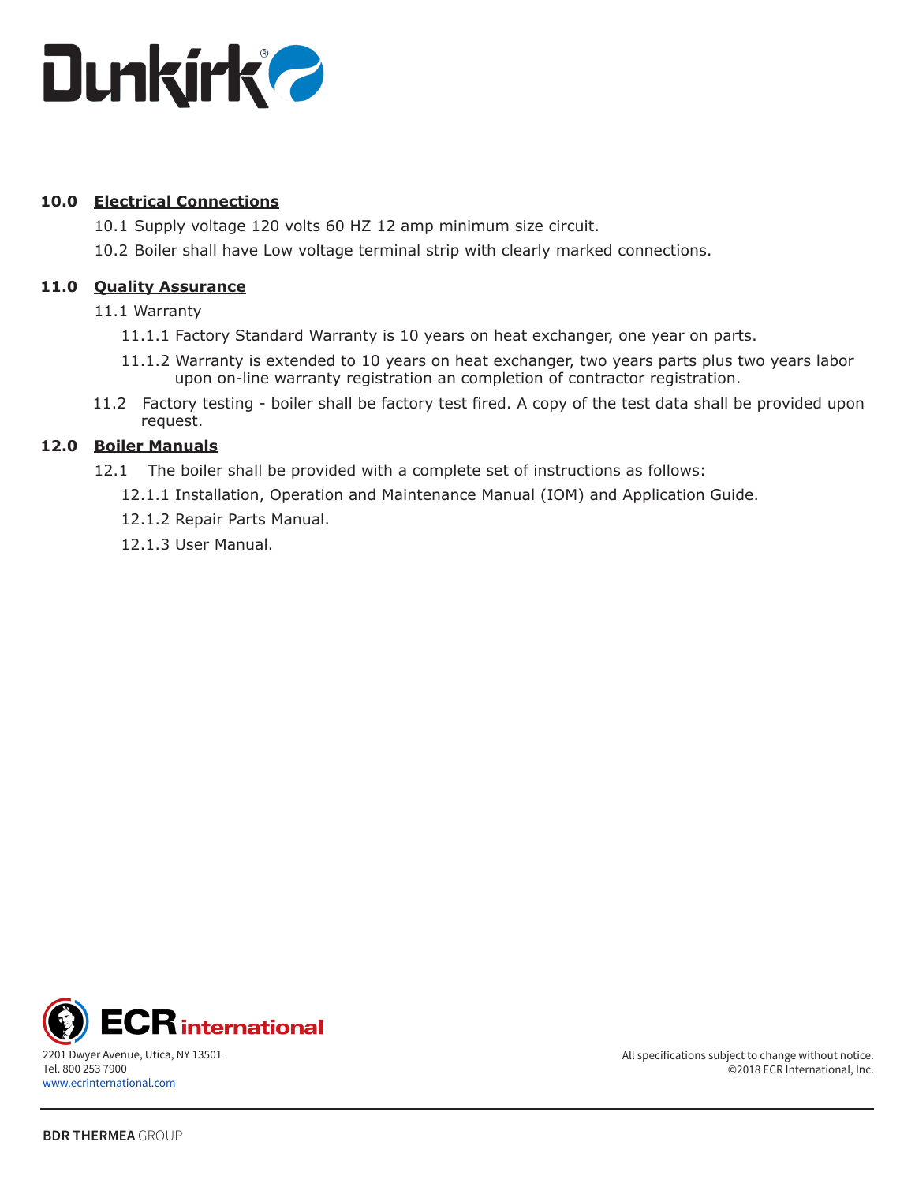Dunkirk®

## 10.0 Electrical Connections

10.1 Supply voltage 120 volts 60 HZ 12 amp minimum size circuit.

10.2 Boiler shall have Low voltage terminal strip with clearly marked connections.

## 11.0 Quality Assurance

11.1 Warranty

11.1.1 Factory Standard Warranty is 10 years on heat exchanger, one year on parts.

11.1.2 Warranty is extended to 10 years on heat exchanger, two years parts plus two years labor upon on-line warranty registration an completion of contractor registration.

11.2 Factory testing - boiler shall be factory test fired. A copy of the test data shall be provided upon request.

## 12.0 Boiler Manuals

12.1 The boiler shall be provided with a complete set of instructions as follows:

12.1.1 Installation, Operation and Maintenance Manual (IOM) and Application Guide.

12.1.2 Repair Parts Manual.

12.1.3 User Manual.

ECR international

2201 Dwyer Avenue, Utica, NY 13501
Tel. 800 253 7900
www.ecrinternational.com

All specifications subject to change without notice.
©2018 ECR International, Inc.

BDR THERMEA GROUP